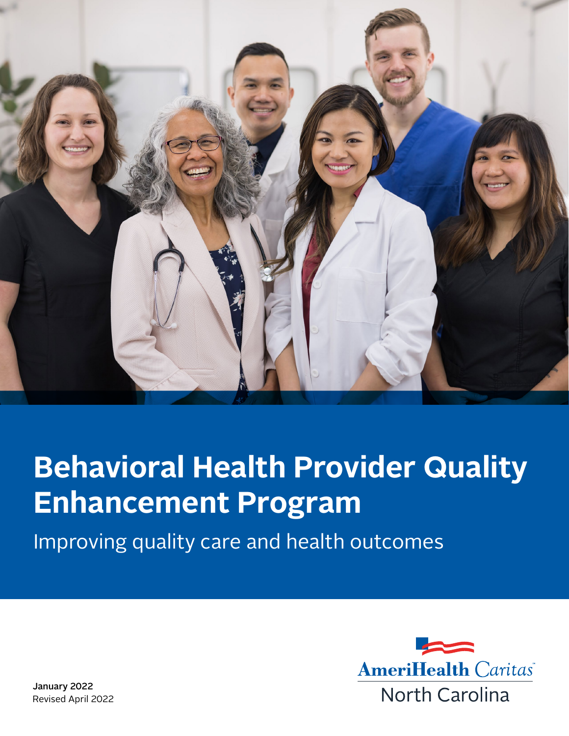# Behavioral Health Provider Quality Enhancement Program

Improving quality care and health outcomes

**January 2022**
Revised April 2022

AmeriHealth Caritas
North Carolina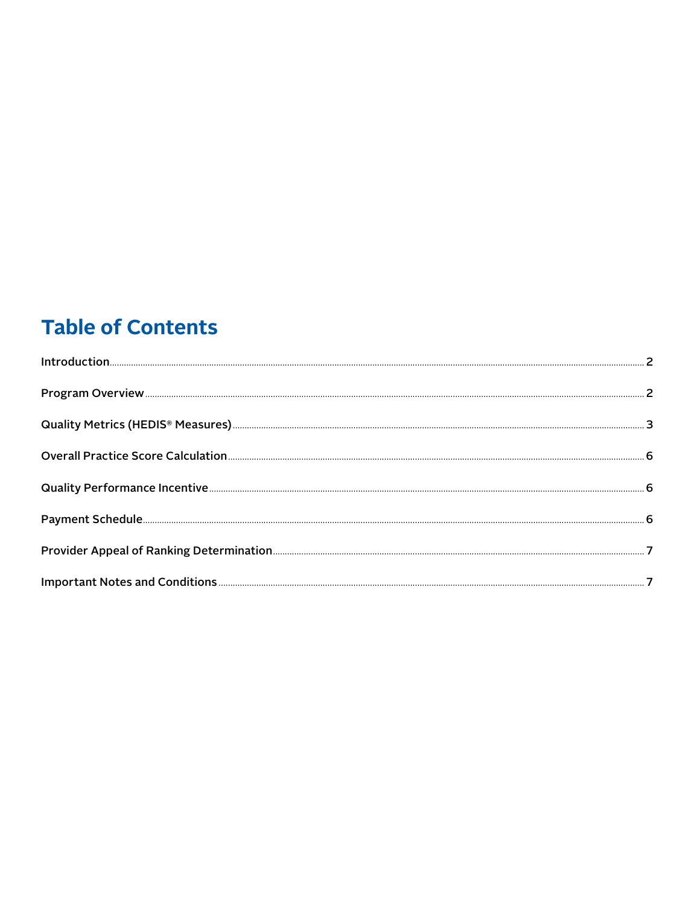# Table of Contents

Introduction ..... 2

Program Overview ..... 2

Quality Metrics (HEDIS® Measures) ..... 3

Overall Practice Score Calculation ..... 6

Quality Performance Incentive ..... 6

Payment Schedule ..... 6

Provider Appeal of Ranking Determination ..... 7

Important Notes and Conditions ..... 7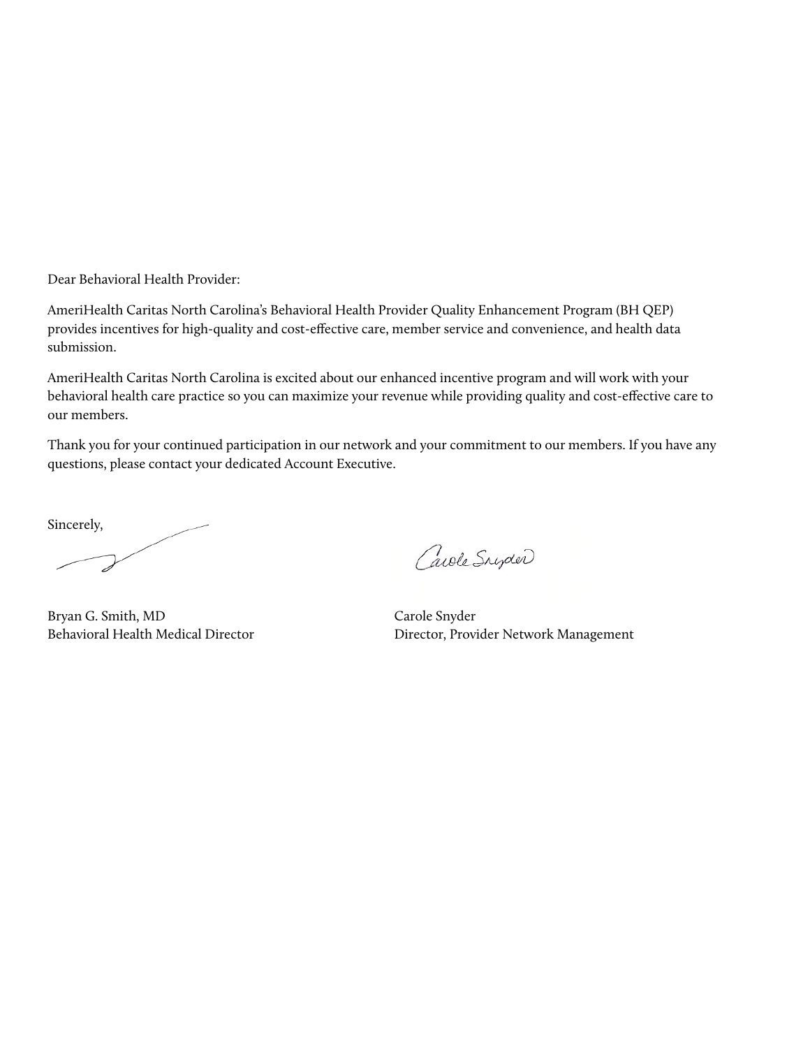Dear Behavioral Health Provider:

AmeriHealth Caritas North Carolina's Behavioral Health Provider Quality Enhancement Program (BH QEP) provides incentives for high-quality and cost-effective care, member service and convenience, and health data submission.

AmeriHealth Caritas North Carolina is excited about our enhanced incentive program and will work with your behavioral health care practice so you can maximize your revenue while providing quality and cost-effective care to our members.

Thank you for your continued participation in our network and your commitment to our members. If you have any questions, please contact your dedicated Account Executive.

Sincerely,

Bryan G. Smith, MD
Behavioral Health Medical Director

Carole Snyder
Director, Provider Network Management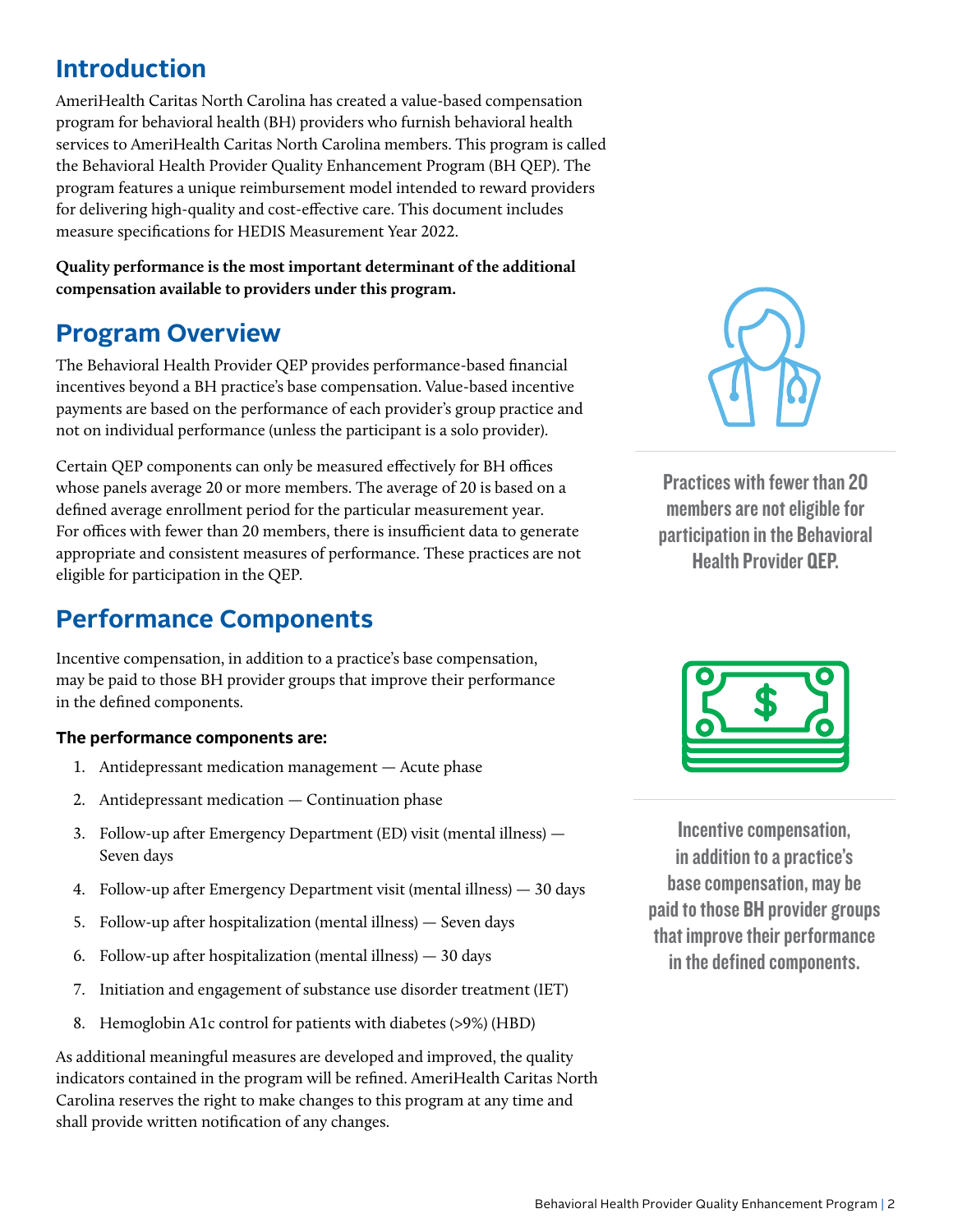## Introduction

AmeriHealth Caritas North Carolina has created a value-based compensation program for behavioral health (BH) providers who furnish behavioral health services to AmeriHealth Caritas North Carolina members. This program is called the Behavioral Health Provider Quality Enhancement Program (BH QEP). The program features a unique reimbursement model intended to reward providers for delivering high-quality and cost-effective care. This document includes measure specifications for HEDIS Measurement Year 2022.

**Quality performance is the most important determinant of the additional compensation available to providers under this program.**

## Program Overview

The Behavioral Health Provider QEP provides performance-based financial incentives beyond a BH practice's base compensation. Value-based incentive payments are based on the performance of each provider's group practice and not on individual performance (unless the participant is a solo provider).

Certain QEP components can only be measured effectively for BH offices whose panels average 20 or more members. The average of 20 is based on a defined average enrollment period for the particular measurement year. For offices with fewer than 20 members, there is insufficient data to generate appropriate and consistent measures of performance. These practices are not eligible for participation in the QEP.

**Practices with fewer than 20 members are not eligible for participation in the Behavioral Health Provider QEP.**

## Performance Components

Incentive compensation, in addition to a practice's base compensation, may be paid to those BH provider groups that improve their performance in the defined components.

**The performance components are:**

1. Antidepressant medication management — Acute phase
2. Antidepressant medication — Continuation phase
3. Follow-up after Emergency Department (ED) visit (mental illness) — Seven days
4. Follow-up after Emergency Department visit (mental illness) — 30 days
5. Follow-up after hospitalization (mental illness) — Seven days
6. Follow-up after hospitalization (mental illness) — 30 days
7. Initiation and engagement of substance use disorder treatment (IET)
8. Hemoglobin A1c control for patients with diabetes (>9%) (HBD)

As additional meaningful measures are developed and improved, the quality indicators contained in the program will be refined. AmeriHealth Caritas North Carolina reserves the right to make changes to this program at any time and shall provide written notification of any changes.

**Incentive compensation, in addition to a practice's base compensation, may be paid to those BH provider groups that improve their performance in the defined components.**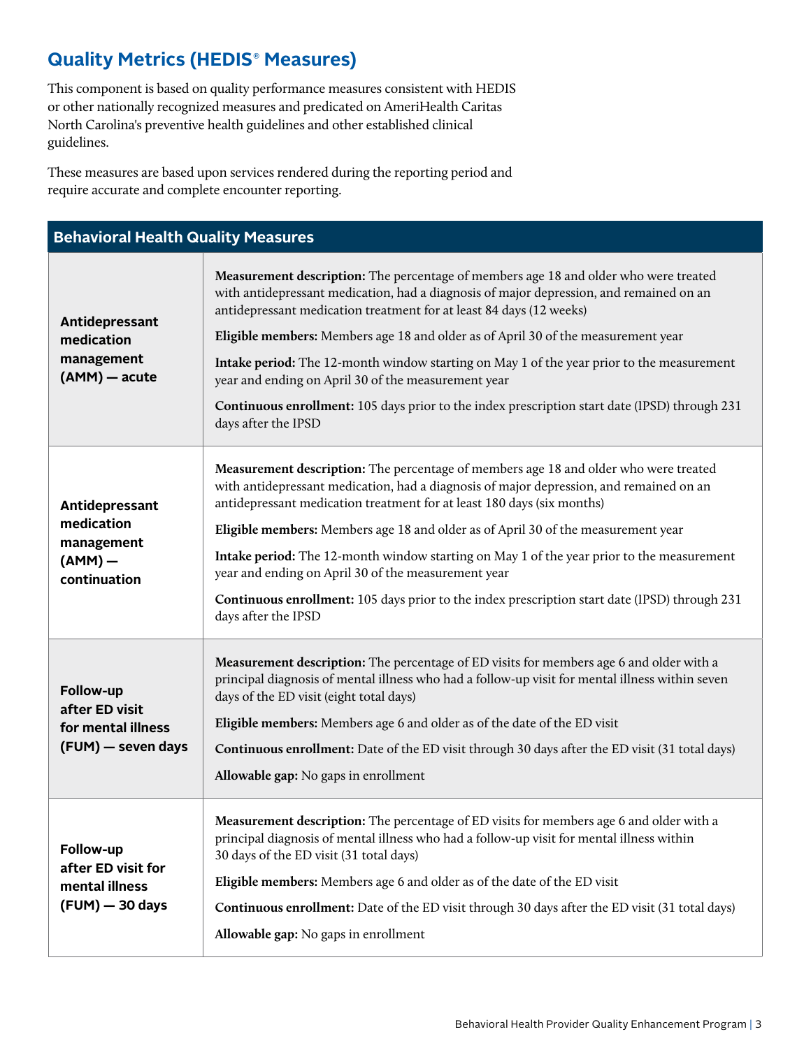## Quality Metrics (HEDIS® Measures)

This component is based on quality performance measures consistent with HEDIS or other nationally recognized measures and predicated on AmeriHealth Caritas North Carolina's preventive health guidelines and other established clinical guidelines.

These measures are based upon services rendered during the reporting period and require accurate and complete encounter reporting.

| Behavioral Health Quality Measures | |
|---|---|
| **Antidepressant medication management (AMM) — acute** | **Measurement description:** The percentage of members age 18 and older who were treated with antidepressant medication, had a diagnosis of major depression, and remained on an antidepressant medication treatment for at least 84 days (12 weeks)<br><br>**Eligible members:** Members age 18 and older as of April 30 of the measurement year<br><br>**Intake period:** The 12-month window starting on May 1 of the year prior to the measurement year and ending on April 30 of the measurement year<br><br>**Continuous enrollment:** 105 days prior to the index prescription start date (IPSD) through 231 days after the IPSD |
| **Antidepressant medication management (AMM) — continuation** | **Measurement description:** The percentage of members age 18 and older who were treated with antidepressant medication, had a diagnosis of major depression, and remained on an antidepressant medication treatment for at least 180 days (six months)<br><br>**Eligible members:** Members age 18 and older as of April 30 of the measurement year<br><br>**Intake period:** The 12-month window starting on May 1 of the year prior to the measurement year and ending on April 30 of the measurement year<br><br>**Continuous enrollment:** 105 days prior to the index prescription start date (IPSD) through 231 days after the IPSD |
| **Follow-up after ED visit for mental illness (FUM) — seven days** | **Measurement description:** The percentage of ED visits for members age 6 and older with a principal diagnosis of mental illness who had a follow-up visit for mental illness within seven days of the ED visit (eight total days)<br><br>**Eligible members:** Members age 6 and older as of the date of the ED visit<br><br>**Continuous enrollment:** Date of the ED visit through 30 days after the ED visit (31 total days)<br><br>**Allowable gap:** No gaps in enrollment |
| **Follow-up after ED visit for mental illness (FUM) — 30 days** | **Measurement description:** The percentage of ED visits for members age 6 and older with a principal diagnosis of mental illness who had a follow-up visit for mental illness within 30 days of the ED visit (31 total days)<br><br>**Eligible members:** Members age 6 and older as of the date of the ED visit<br><br>**Continuous enrollment:** Date of the ED visit through 30 days after the ED visit (31 total days)<br><br>**Allowable gap:** No gaps in enrollment |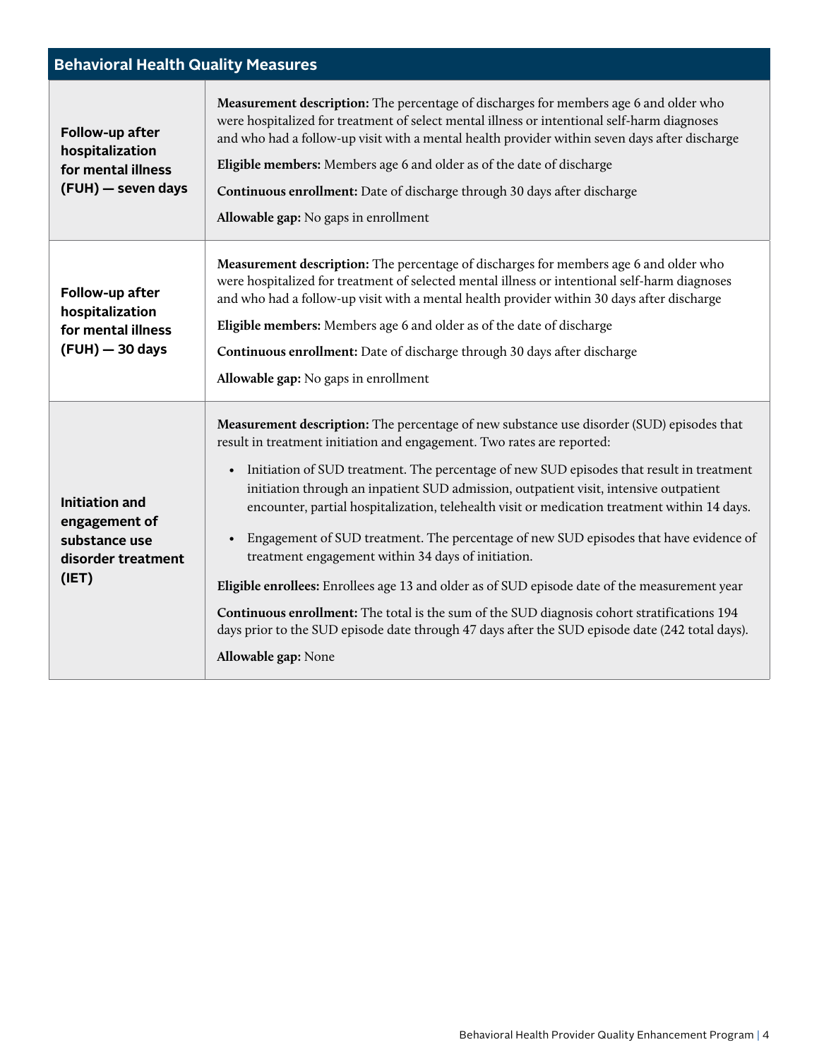| Behavioral Health Quality Measures | |
|---|---|
| **Follow-up after hospitalization for mental illness (FUH) — seven days** | **Measurement description:** The percentage of discharges for members age 6 and older who were hospitalized for treatment of select mental illness or intentional self-harm diagnoses and who had a follow-up visit with a mental health provider within seven days after discharge<br><br>**Eligible members:** Members age 6 and older as of the date of discharge<br><br>**Continuous enrollment:** Date of discharge through 30 days after discharge<br><br>**Allowable gap:** No gaps in enrollment |
| **Follow-up after hospitalization for mental illness (FUH) — 30 days** | **Measurement description:** The percentage of discharges for members age 6 and older who were hospitalized for treatment of selected mental illness or intentional self-harm diagnoses and who had a follow-up visit with a mental health provider within 30 days after discharge<br><br>**Eligible members:** Members age 6 and older as of the date of discharge<br><br>**Continuous enrollment:** Date of discharge through 30 days after discharge<br><br>**Allowable gap:** No gaps in enrollment |
| **Initiation and engagement of substance use disorder treatment (IET)** | **Measurement description:** The percentage of new substance use disorder (SUD) episodes that result in treatment initiation and engagement. Two rates are reported:<br><br>• Initiation of SUD treatment. The percentage of new SUD episodes that result in treatment initiation through an inpatient SUD admission, outpatient visit, intensive outpatient encounter, partial hospitalization, telehealth visit or medication treatment within 14 days.<br><br>• Engagement of SUD treatment. The percentage of new SUD episodes that have evidence of treatment engagement within 34 days of initiation.<br><br>**Eligible enrollees:** Enrollees age 13 and older as of SUD episode date of the measurement year<br><br>**Continuous enrollment:** The total is the sum of the SUD diagnosis cohort stratifications 194 days prior to the SUD episode date through 47 days after the SUD episode date (242 total days).<br><br>**Allowable gap:** None |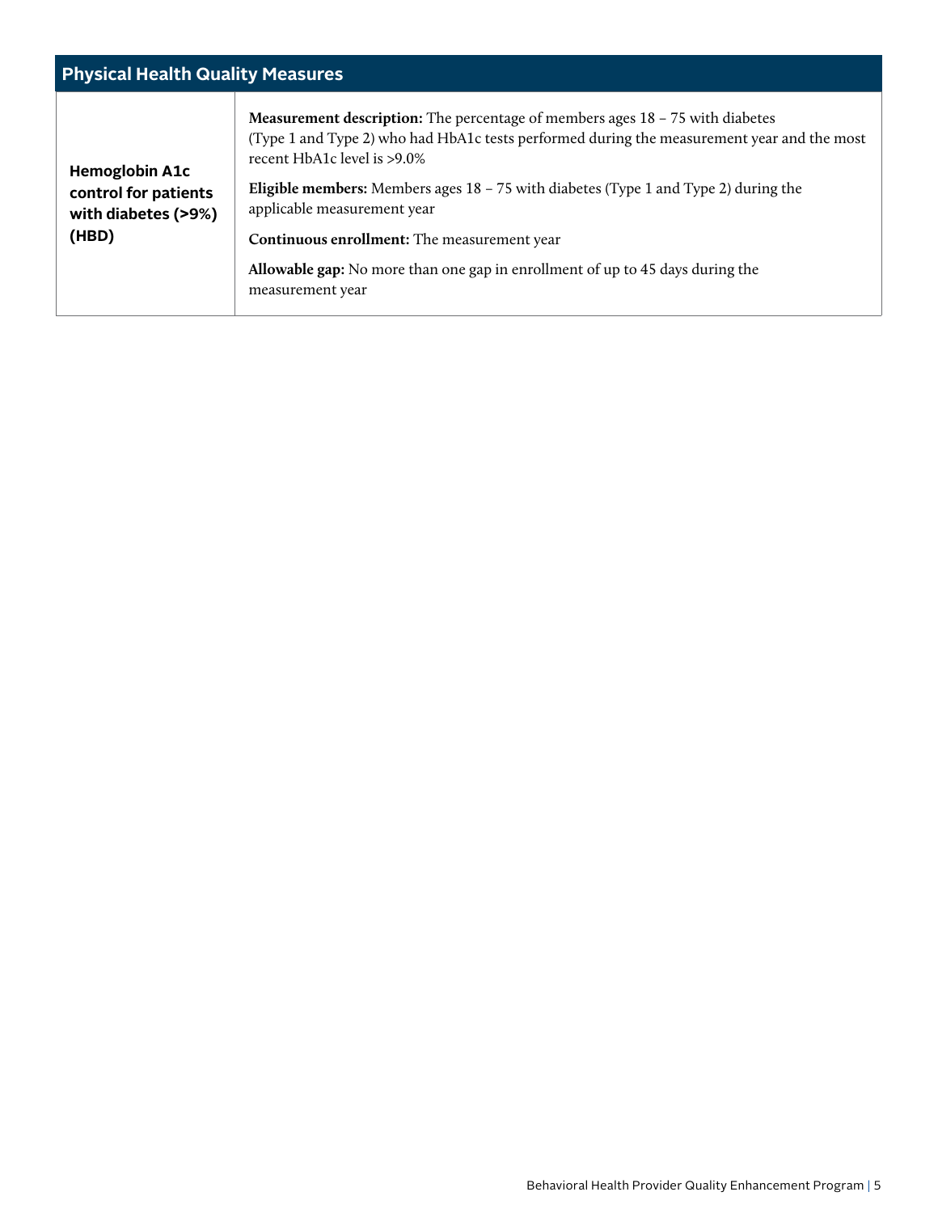| Physical Health Quality Measures | |
|---|---|
| **Hemoglobin A1c control for patients with diabetes (>9%) (HBD)** | **Measurement description:** The percentage of members ages 18 – 75 with diabetes (Type 1 and Type 2) who had HbA1c tests performed during the measurement year and the most recent HbA1c level is >9.0%<br><br>**Eligible members:** Members ages 18 – 75 with diabetes (Type 1 and Type 2) during the applicable measurement year<br><br>**Continuous enrollment:** The measurement year<br><br>**Allowable gap:** No more than one gap in enrollment of up to 45 days during the measurement year |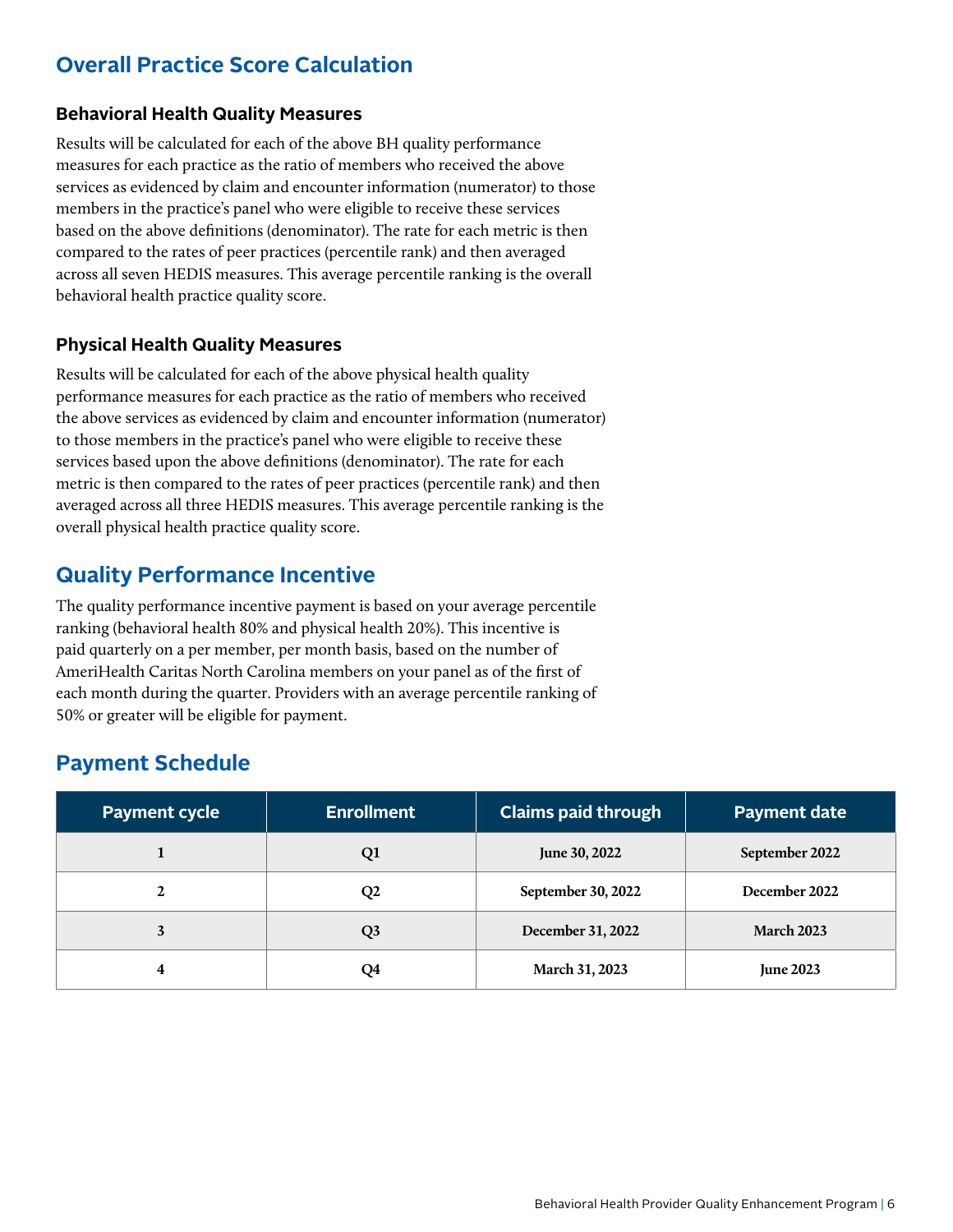## Overall Practice Score Calculation

### Behavioral Health Quality Measures

Results will be calculated for each of the above BH quality performance measures for each practice as the ratio of members who received the above services as evidenced by claim and encounter information (numerator) to those members in the practice's panel who were eligible to receive these services based on the above definitions (denominator). The rate for each metric is then compared to the rates of peer practices (percentile rank) and then averaged across all seven HEDIS measures. This average percentile ranking is the overall behavioral health practice quality score.

### Physical Health Quality Measures

Results will be calculated for each of the above physical health quality performance measures for each practice as the ratio of members who received the above services as evidenced by claim and encounter information (numerator) to those members in the practice's panel who were eligible to receive these services based upon the above definitions (denominator). The rate for each metric is then compared to the rates of peer practices (percentile rank) and then averaged across all three HEDIS measures. This average percentile ranking is the overall physical health practice quality score.

## Quality Performance Incentive

The quality performance incentive payment is based on your average percentile ranking (behavioral health 80% and physical health 20%). This incentive is paid quarterly on a per member, per month basis, based on the number of AmeriHealth Caritas North Carolina members on your panel as of the first of each month during the quarter. Providers with an average percentile ranking of 50% or greater will be eligible for payment.

## Payment Schedule

| Payment cycle | Enrollment | Claims paid through | Payment date |
|---|---|---|---|
| 1 | Q1 | June 30, 2022 | September 2022 |
| 2 | Q2 | September 30, 2022 | December 2022 |
| 3 | Q3 | December 31, 2022 | March 2023 |
| 4 | Q4 | March 31, 2023 | June 2023 |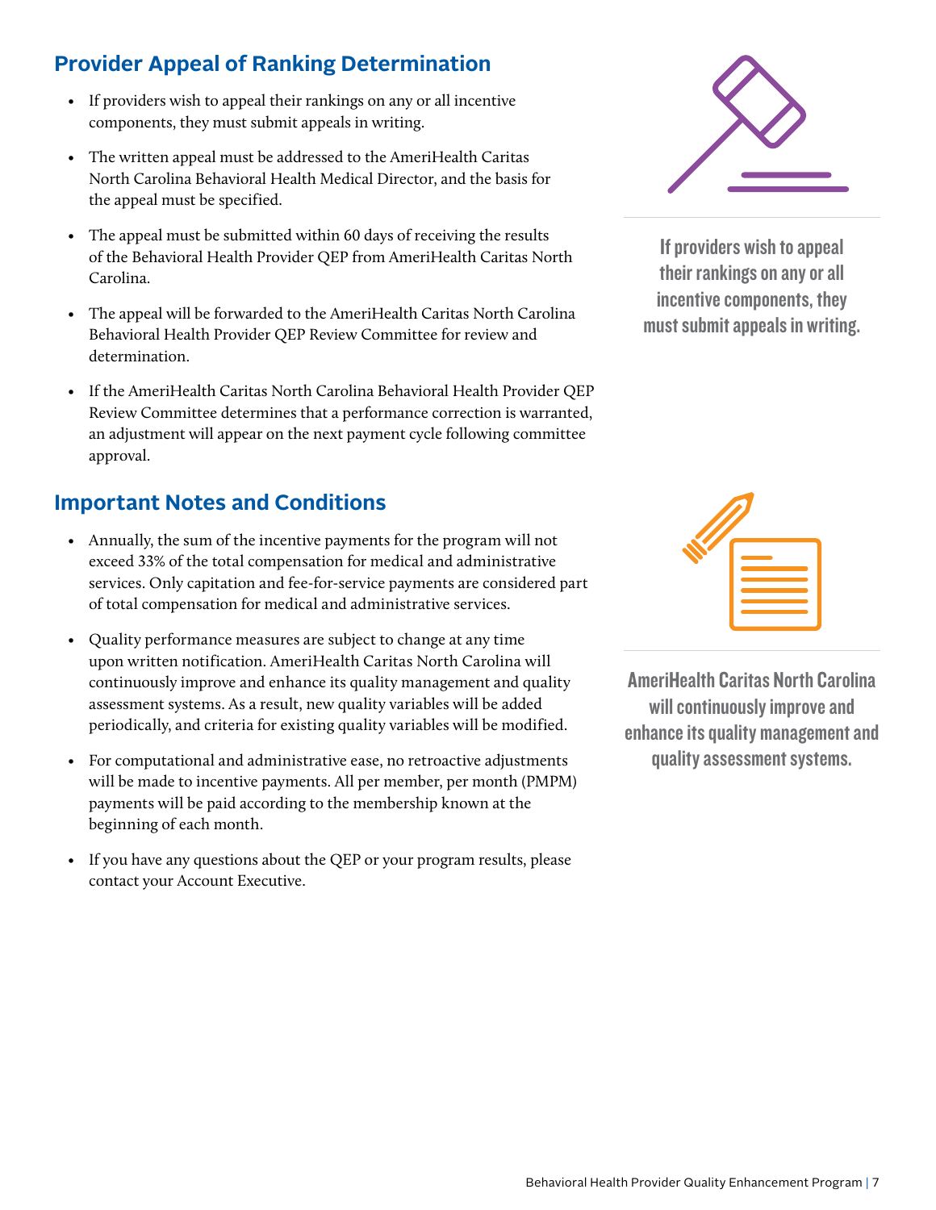## Provider Appeal of Ranking Determination

- If providers wish to appeal their rankings on any or all incentive components, they must submit appeals in writing.
- The written appeal must be addressed to the AmeriHealth Caritas North Carolina Behavioral Health Medical Director, and the basis for the appeal must be specified.
- The appeal must be submitted within 60 days of receiving the results of the Behavioral Health Provider QEP from AmeriHealth Caritas North Carolina.
- The appeal will be forwarded to the AmeriHealth Caritas North Carolina Behavioral Health Provider QEP Review Committee for review and determination.
- If the AmeriHealth Caritas North Carolina Behavioral Health Provider QEP Review Committee determines that a performance correction is warranted, an adjustment will appear on the next payment cycle following committee approval.

**If providers wish to appeal their rankings on any or all incentive components, they must submit appeals in writing.**

## Important Notes and Conditions

- Annually, the sum of the incentive payments for the program will not exceed 33% of the total compensation for medical and administrative services. Only capitation and fee-for-service payments are considered part of total compensation for medical and administrative services.
- Quality performance measures are subject to change at any time upon written notification. AmeriHealth Caritas North Carolina will continuously improve and enhance its quality management and quality assessment systems. As a result, new quality variables will be added periodically, and criteria for existing quality variables will be modified.
- For computational and administrative ease, no retroactive adjustments will be made to incentive payments. All per member, per month (PMPM) payments will be paid according to the membership known at the beginning of each month.
- If you have any questions about the QEP or your program results, please contact your Account Executive.

**AmeriHealth Caritas North Carolina will continuously improve and enhance its quality management and quality assessment systems.**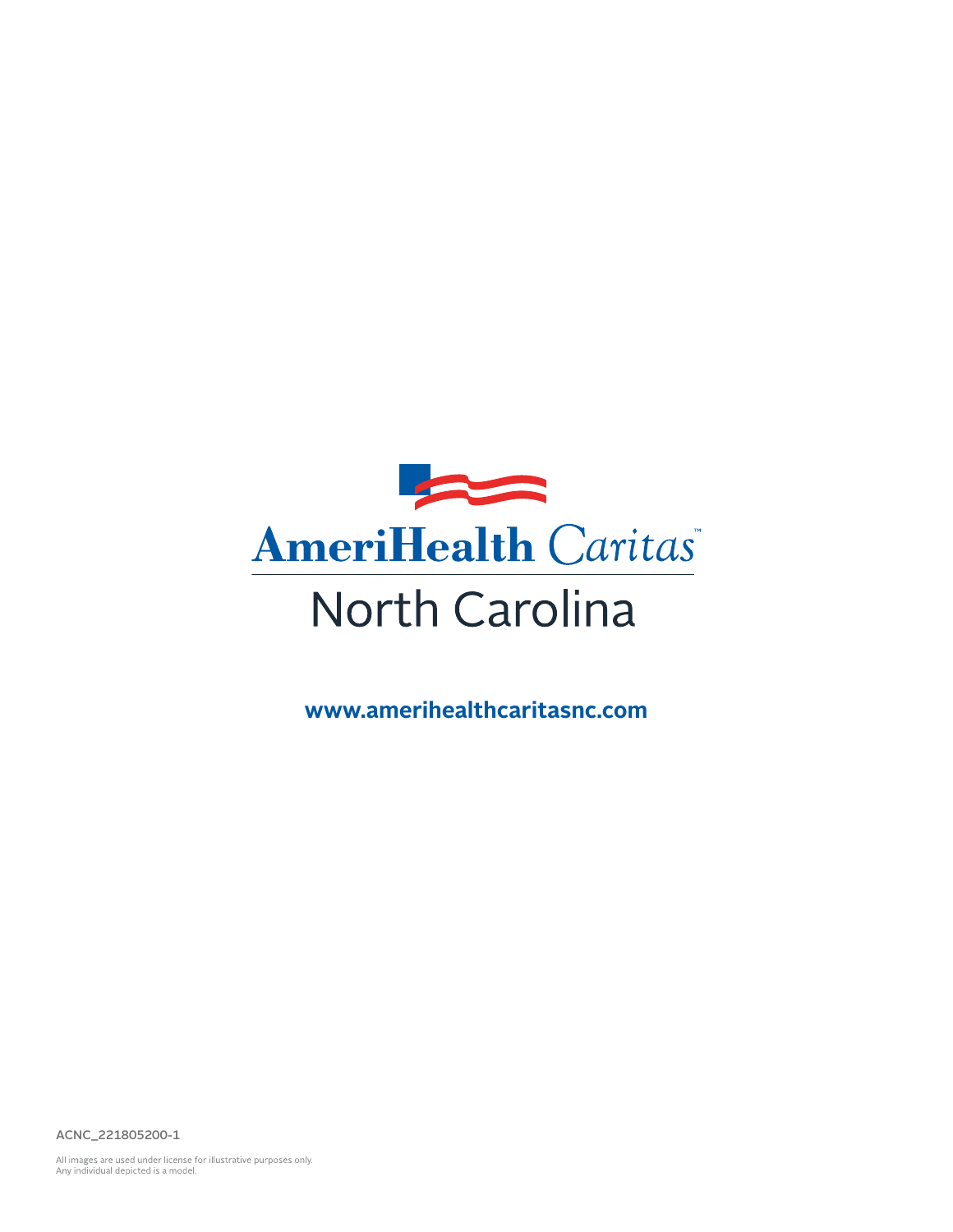AmeriHealth Caritas™

North Carolina

**www.amerihealthcaritasnc.com**

ACNC_221805200-1

All images are used under license for illustrative purposes only.
Any individual depicted is a model.